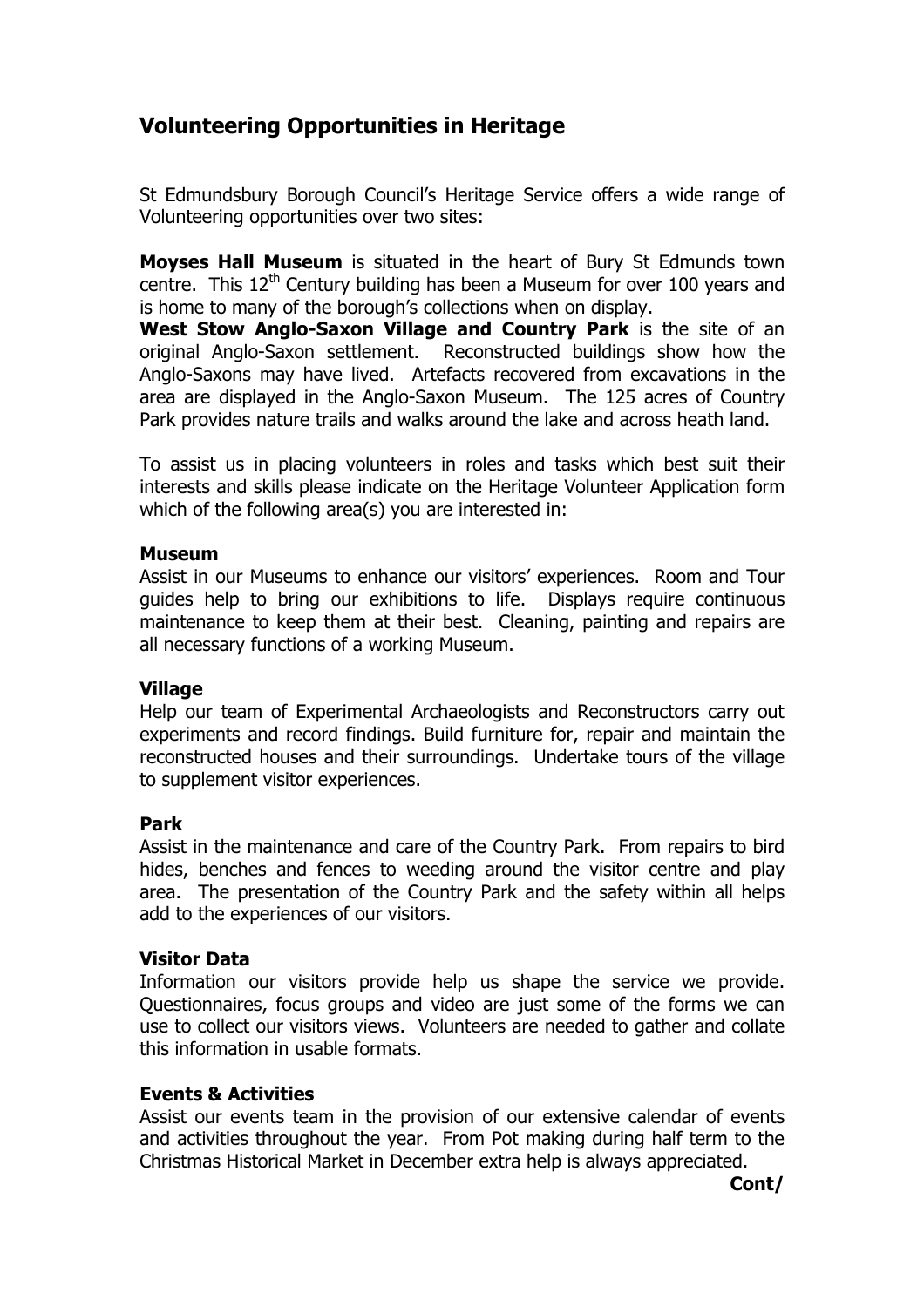# Volunteering Opportunities in Heritage

St Edmundsbury Borough Council's Heritage Service offers a wide range of Volunteering opportunities over two sites:

**Moyses Hall Museum** is situated in the heart of Bury St Edmunds town centre. This 12th Century building has been a Museum for over 100 years and is home to many of the borough's collections when on display.
**West Stow Anglo-Saxon Village and Country Park** is the site of an original Anglo-Saxon settlement. Reconstructed buildings show how the Anglo-Saxons may have lived. Artefacts recovered from excavations in the area are displayed in the Anglo-Saxon Museum. The 125 acres of Country Park provides nature trails and walks around the lake and across heath land.

To assist us in placing volunteers in roles and tasks which best suit their interests and skills please indicate on the Heritage Volunteer Application form which of the following area(s) you are interested in:

**Museum**
Assist in our Museums to enhance our visitors' experiences. Room and Tour guides help to bring our exhibitions to life. Displays require continuous maintenance to keep them at their best. Cleaning, painting and repairs are all necessary functions of a working Museum.

**Village**
Help our team of Experimental Archaeologists and Reconstructors carry out experiments and record findings. Build furniture for, repair and maintain the reconstructed houses and their surroundings. Undertake tours of the village to supplement visitor experiences.

**Park**
Assist in the maintenance and care of the Country Park. From repairs to bird hides, benches and fences to weeding around the visitor centre and play area. The presentation of the Country Park and the safety within all helps add to the experiences of our visitors.

**Visitor Data**
Information our visitors provide help us shape the service we provide. Questionnaires, focus groups and video are just some of the forms we can use to collect our visitors views. Volunteers are needed to gather and collate this information in usable formats.

**Events & Activities**
Assist our events team in the provision of our extensive calendar of events and activities throughout the year. From Pot making during half term to the Christmas Historical Market in December extra help is always appreciated.

**Cont/**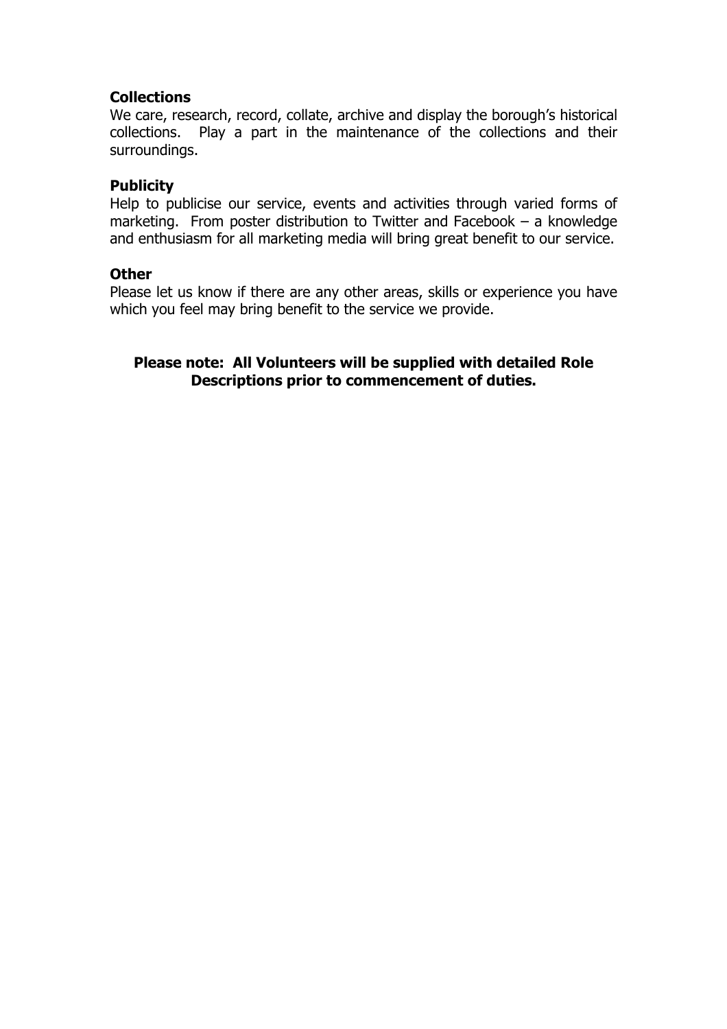**Collections**

We care, research, record, collate, archive and display the borough's historical collections. Play a part in the maintenance of the collections and their surroundings.

**Publicity**

Help to publicise our service, events and activities through varied forms of marketing. From poster distribution to Twitter and Facebook – a knowledge and enthusiasm for all marketing media will bring great benefit to our service.

**Other**

Please let us know if there are any other areas, skills or experience you have which you feel may bring benefit to the service we provide.

**Please note: All Volunteers will be supplied with detailed Role Descriptions prior to commencement of duties.**